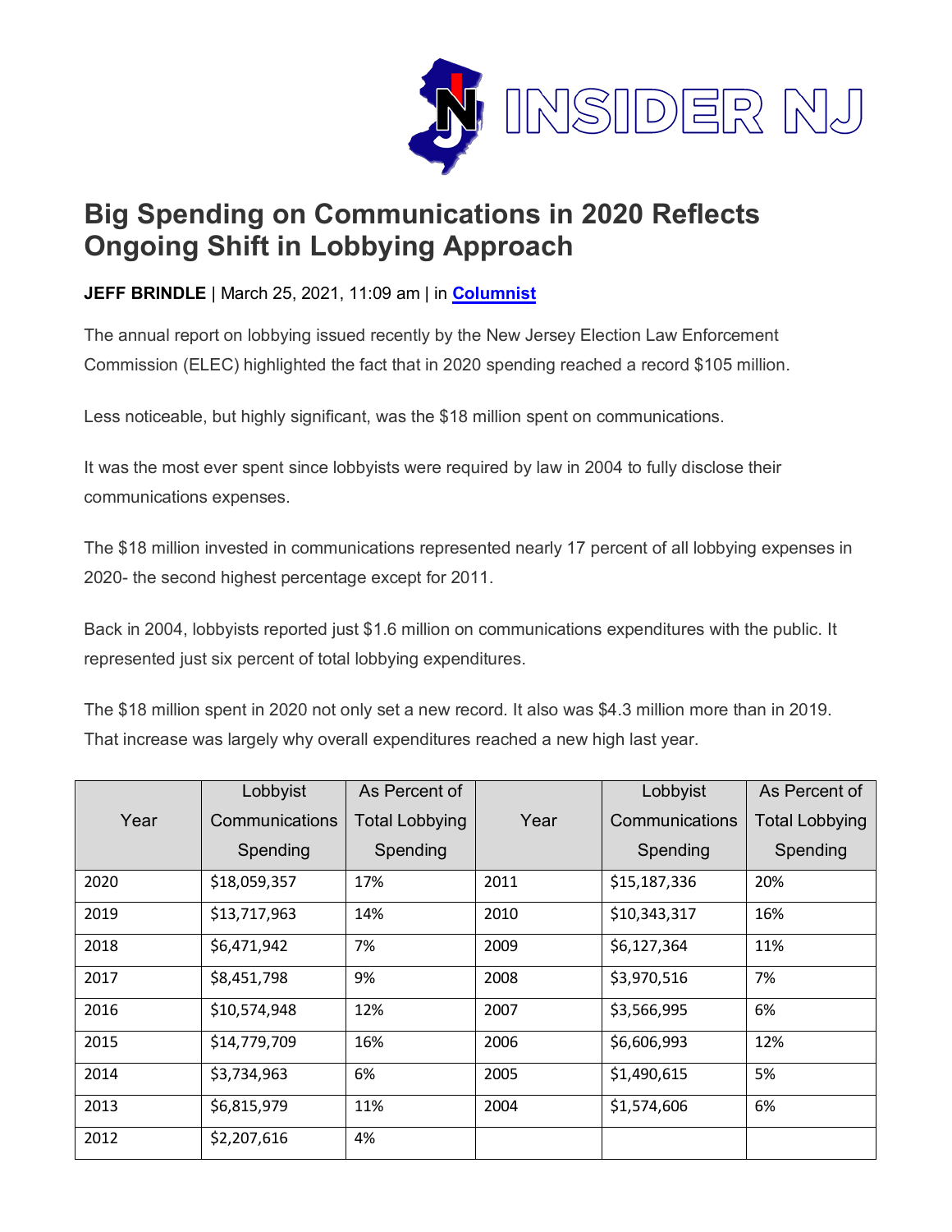# Big Spending on Communications in 2020 Reflects Ongoing Shift in Lobbying Approach

**JEFF BRINDLE** | March 25, 2021, 11:09 am | in **Columnist**

The annual report on lobbying issued recently by the New Jersey Election Law Enforcement Commission (ELEC) highlighted the fact that in 2020 spending reached a record $105 million.

Less noticeable, but highly significant, was the $18 million spent on communications.

It was the most ever spent since lobbyists were required by law in 2004 to fully disclose their communications expenses.

The $18 million invested in communications represented nearly 17 percent of all lobbying expenses in 2020- the second highest percentage except for 2011.

Back in 2004, lobbyists reported just $1.6 million on communications expenditures with the public. It represented just six percent of total lobbying expenditures.

The $18 million spent in 2020 not only set a new record. It also was $4.3 million more than in 2019. That increase was largely why overall expenditures reached a new high last year.

| Year | Lobbyist Communications Spending | As Percent of Total Lobbying Spending | Year | Lobbyist Communications Spending | As Percent of Total Lobbying Spending |
|---|---|---|---|---|---|
| 2020 | $18,059,357 | 17% | 2011 | $15,187,336 | 20% |
| 2019 | $13,717,963 | 14% | 2010 | $10,343,317 | 16% |
| 2018 | $6,471,942 | 7% | 2009 | $6,127,364 | 11% |
| 2017 | $8,451,798 | 9% | 2008 | $3,970,516 | 7% |
| 2016 | $10,574,948 | 12% | 2007 | $3,566,995 | 6% |
| 2015 | $14,779,709 | 16% | 2006 | $6,606,993 | 12% |
| 2014 | $3,734,963 | 6% | 2005 | $1,490,615 | 5% |
| 2013 | $6,815,979 | 11% | 2004 | $1,574,606 | 6% |
| 2012 | $2,207,616 | 4% | | | |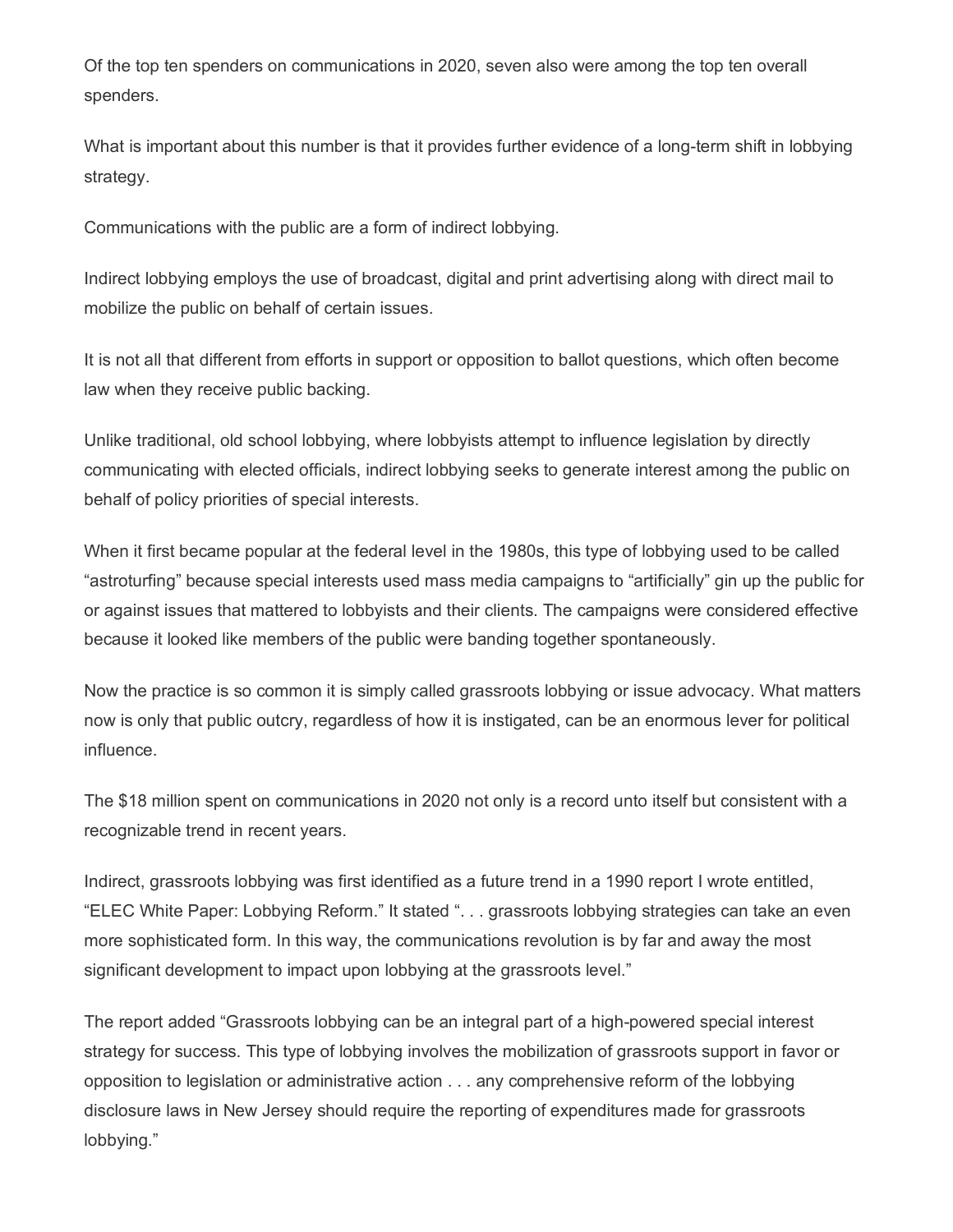Of the top ten spenders on communications in 2020, seven also were among the top ten overall spenders.

What is important about this number is that it provides further evidence of a long-term shift in lobbying strategy.

Communications with the public are a form of indirect lobbying.

Indirect lobbying employs the use of broadcast, digital and print advertising along with direct mail to mobilize the public on behalf of certain issues.

It is not all that different from efforts in support or opposition to ballot questions, which often become law when they receive public backing.

Unlike traditional, old school lobbying, where lobbyists attempt to influence legislation by directly communicating with elected officials, indirect lobbying seeks to generate interest among the public on behalf of policy priorities of special interests.

When it first became popular at the federal level in the 1980s, this type of lobbying used to be called "astroturfing" because special interests used mass media campaigns to "artificially" gin up the public for or against issues that mattered to lobbyists and their clients. The campaigns were considered effective because it looked like members of the public were banding together spontaneously.

Now the practice is so common it is simply called grassroots lobbying or issue advocacy. What matters now is only that public outcry, regardless of how it is instigated, can be an enormous lever for political influence.

The $18 million spent on communications in 2020 not only is a record unto itself but consistent with a recognizable trend in recent years.

Indirect, grassroots lobbying was first identified as a future trend in a 1990 report I wrote entitled, "ELEC White Paper: Lobbying Reform." It stated ". . . grassroots lobbying strategies can take an even more sophisticated form. In this way, the communications revolution is by far and away the most significant development to impact upon lobbying at the grassroots level."

The report added "Grassroots lobbying can be an integral part of a high-powered special interest strategy for success. This type of lobbying involves the mobilization of grassroots support in favor or opposition to legislation or administrative action . . . any comprehensive reform of the lobbying disclosure laws in New Jersey should require the reporting of expenditures made for grassroots lobbying."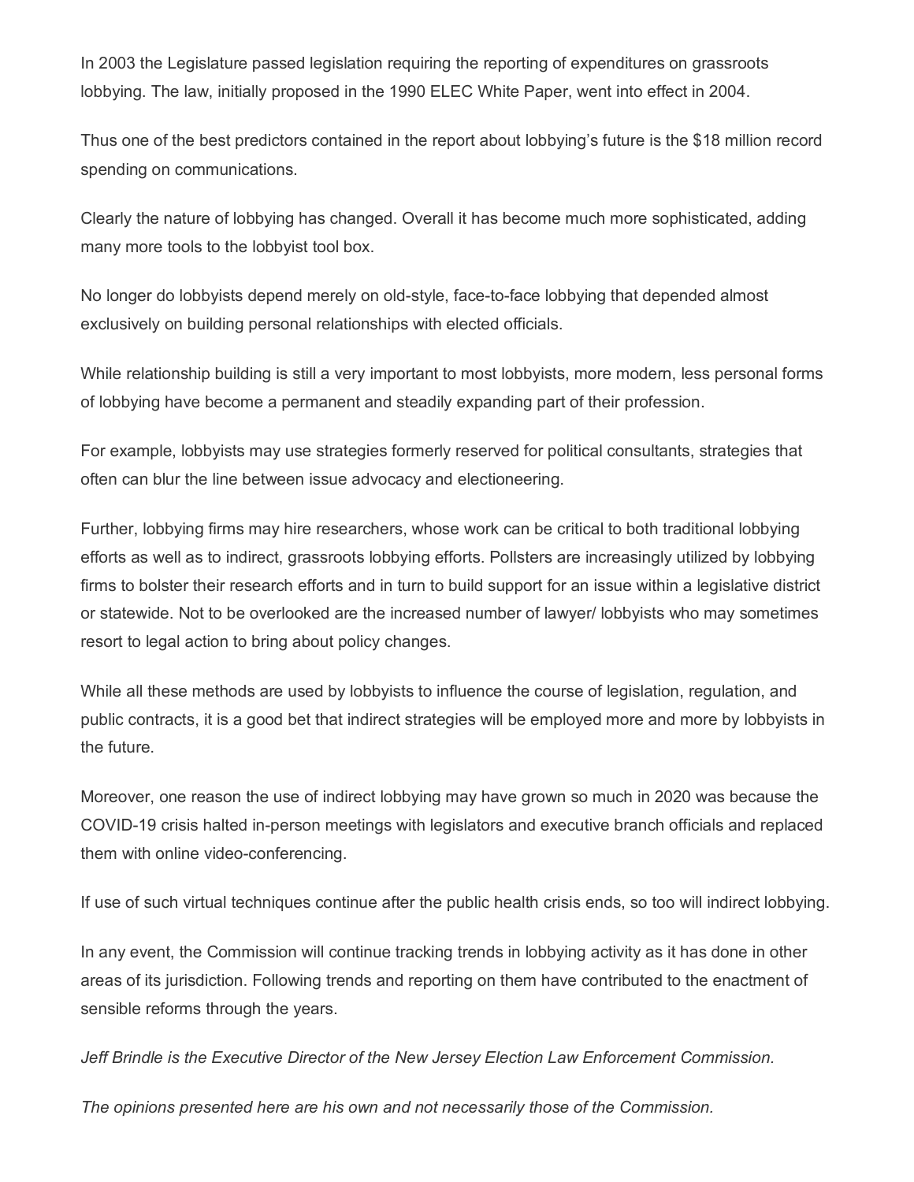In 2003 the Legislature passed legislation requiring the reporting of expenditures on grassroots lobbying. The law, initially proposed in the 1990 ELEC White Paper, went into effect in 2004.

Thus one of the best predictors contained in the report about lobbying's future is the $18 million record spending on communications.

Clearly the nature of lobbying has changed. Overall it has become much more sophisticated, adding many more tools to the lobbyist tool box.

No longer do lobbyists depend merely on old-style, face-to-face lobbying that depended almost exclusively on building personal relationships with elected officials.

While relationship building is still a very important to most lobbyists, more modern, less personal forms of lobbying have become a permanent and steadily expanding part of their profession.

For example, lobbyists may use strategies formerly reserved for political consultants, strategies that often can blur the line between issue advocacy and electioneering.

Further, lobbying firms may hire researchers, whose work can be critical to both traditional lobbying efforts as well as to indirect, grassroots lobbying efforts. Pollsters are increasingly utilized by lobbying firms to bolster their research efforts and in turn to build support for an issue within a legislative district or statewide. Not to be overlooked are the increased number of lawyer/ lobbyists who may sometimes resort to legal action to bring about policy changes.

While all these methods are used by lobbyists to influence the course of legislation, regulation, and public contracts, it is a good bet that indirect strategies will be employed more and more by lobbyists in the future.

Moreover, one reason the use of indirect lobbying may have grown so much in 2020 was because the COVID-19 crisis halted in-person meetings with legislators and executive branch officials and replaced them with online video-conferencing.

If use of such virtual techniques continue after the public health crisis ends, so too will indirect lobbying.

In any event, the Commission will continue tracking trends in lobbying activity as it has done in other areas of its jurisdiction. Following trends and reporting on them have contributed to the enactment of sensible reforms through the years.

*Jeff Brindle is the Executive Director of the New Jersey Election Law Enforcement Commission.*

*The opinions presented here are his own and not necessarily those of the Commission.*